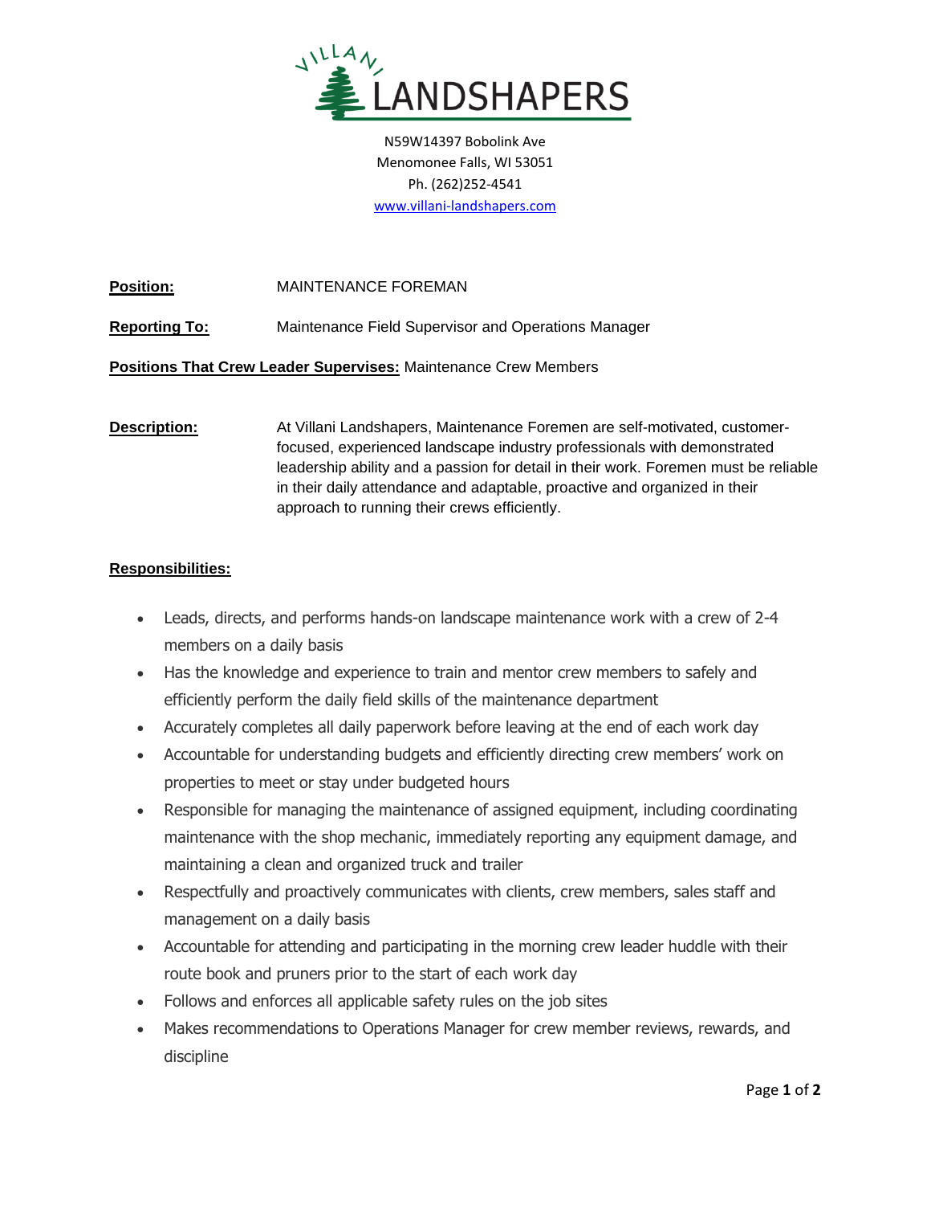# VILLANI LANDSHAPERS

N59W14397 Bobolink Ave
Menomonee Falls, WI 53051
Ph. (262)252-4541
www.villani-landshapers.com

**Position:** MAINTENANCE FOREMAN

**Reporting To:** Maintenance Field Supervisor and Operations Manager

**Positions That Crew Leader Supervises:** Maintenance Crew Members

**Description:** At Villani Landshapers, Maintenance Foremen are self-motivated, customer-focused, experienced landscape industry professionals with demonstrated leadership ability and a passion for detail in their work. Foremen must be reliable in their daily attendance and adaptable, proactive and organized in their approach to running their crews efficiently.

**Responsibilities:**

- Leads, directs, and performs hands-on landscape maintenance work with a crew of 2-4 members on a daily basis
- Has the knowledge and experience to train and mentor crew members to safely and efficiently perform the daily field skills of the maintenance department
- Accurately completes all daily paperwork before leaving at the end of each work day
- Accountable for understanding budgets and efficiently directing crew members' work on properties to meet or stay under budgeted hours
- Responsible for managing the maintenance of assigned equipment, including coordinating maintenance with the shop mechanic, immediately reporting any equipment damage, and maintaining a clean and organized truck and trailer
- Respectfully and proactively communicates with clients, crew members, sales staff and management on a daily basis
- Accountable for attending and participating in the morning crew leader huddle with their route book and pruners prior to the start of each work day
- Follows and enforces all applicable safety rules on the job sites
- Makes recommendations to Operations Manager for crew member reviews, rewards, and discipline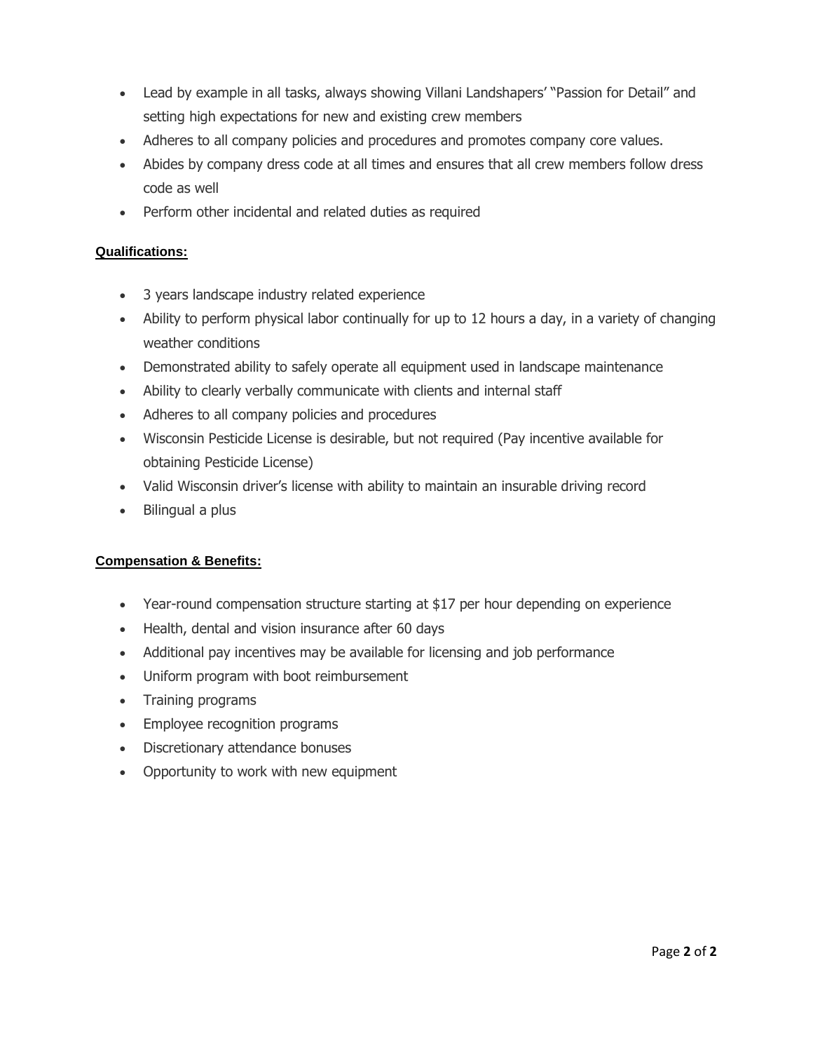- Lead by example in all tasks, always showing Villani Landshapers' "Passion for Detail" and setting high expectations for new and existing crew members
- Adheres to all company policies and procedures and promotes company core values.
- Abides by company dress code at all times and ensures that all crew members follow dress code as well
- Perform other incidental and related duties as required

**Qualifications:**

- 3 years landscape industry related experience
- Ability to perform physical labor continually for up to 12 hours a day, in a variety of changing weather conditions
- Demonstrated ability to safely operate all equipment used in landscape maintenance
- Ability to clearly verbally communicate with clients and internal staff
- Adheres to all company policies and procedures
- Wisconsin Pesticide License is desirable, but not required (Pay incentive available for obtaining Pesticide License)
- Valid Wisconsin driver's license with ability to maintain an insurable driving record
- Bilingual a plus

**Compensation & Benefits:**

- Year-round compensation structure starting at $17 per hour depending on experience
- Health, dental and vision insurance after 60 days
- Additional pay incentives may be available for licensing and job performance
- Uniform program with boot reimbursement
- Training programs
- Employee recognition programs
- Discretionary attendance bonuses
- Opportunity to work with new equipment